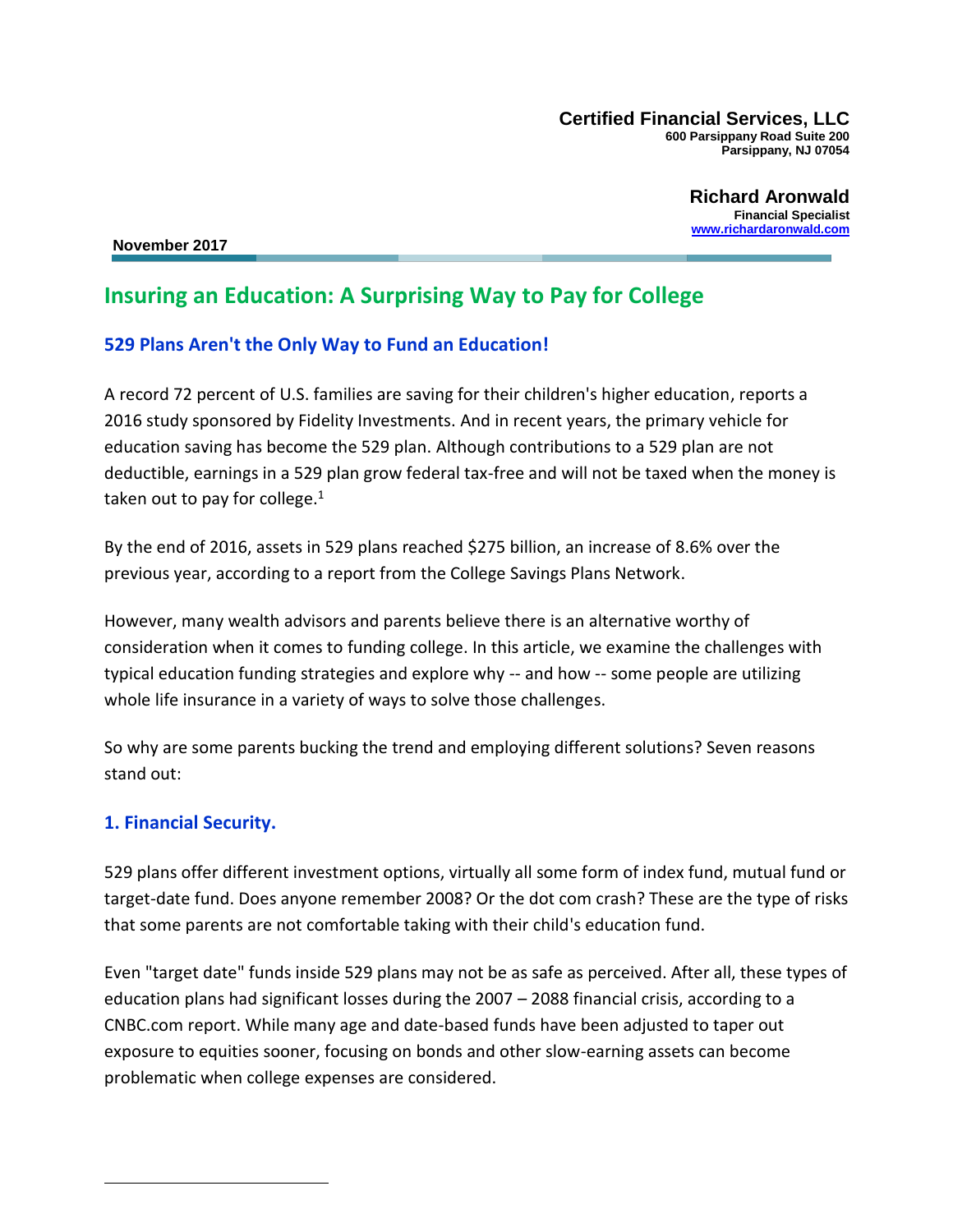**Certified Financial Services, LLC**
**600 Parsippany Road Suite 200**
**Parsippany, NJ 07054**

**Richard Aronwald**
**Financial Specialist**
**www.richardaronwald.com**

**November 2017**

# Insuring an Education: A Surprising Way to Pay for College

## 529 Plans Aren't the Only Way to Fund an Education!

A record 72 percent of U.S. families are saving for their children's higher education, reports a 2016 study sponsored by Fidelity Investments. And in recent years, the primary vehicle for education saving has become the 529 plan. Although contributions to a 529 plan are not deductible, earnings in a 529 plan grow federal tax-free and will not be taxed when the money is taken out to pay for college.[1]

By the end of 2016, assets in 529 plans reached $275 billion, an increase of 8.6% over the previous year, according to a report from the College Savings Plans Network.

However, many wealth advisors and parents believe there is an alternative worthy of consideration when it comes to funding college. In this article, we examine the challenges with typical education funding strategies and explore why -- and how -- some people are utilizing whole life insurance in a variety of ways to solve those challenges.

So why are some parents bucking the trend and employing different solutions? Seven reasons stand out:

### 1. Financial Security.

529 plans offer different investment options, virtually all some form of index fund, mutual fund or target-date fund. Does anyone remember 2008? Or the dot com crash? These are the type of risks that some parents are not comfortable taking with their child's education fund.

Even "target date" funds inside 529 plans may not be as safe as perceived. After all, these types of education plans had significant losses during the 2007 – 2088 financial crisis, according to a CNBC.com report. While many age and date-based funds have been adjusted to taper out exposure to equities sooner, focusing on bonds and other slow-earning assets can become problematic when college expenses are considered.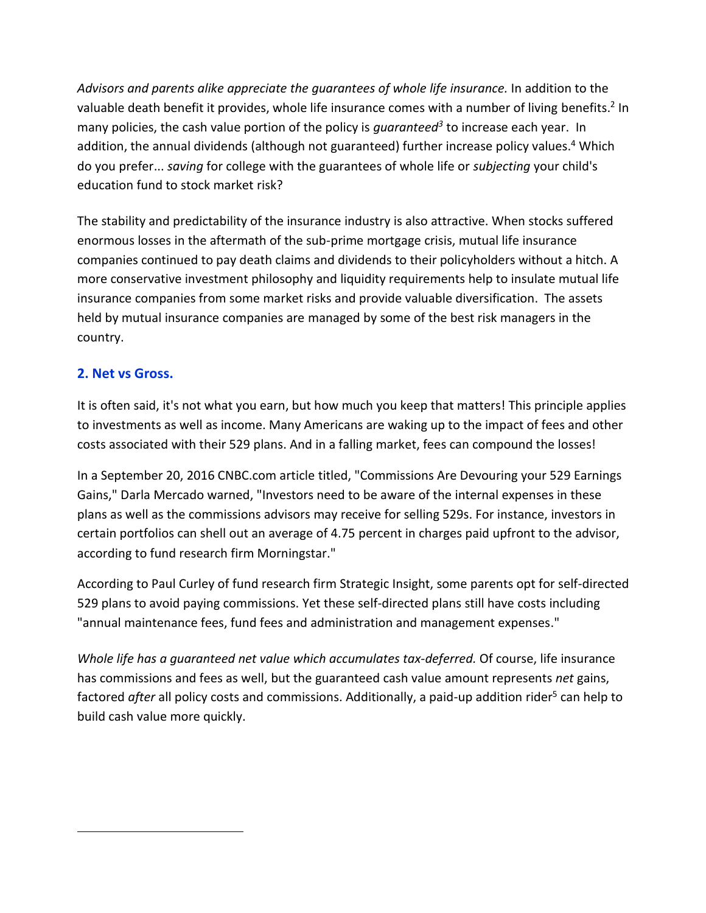*Advisors and parents alike appreciate the guarantees of whole life insurance.* In addition to the valuable death benefit it provides, whole life insurance comes with a number of living benefits.[2] In many policies, the cash value portion of the policy is ***guaranteed***[3] to increase each year. In addition, the annual dividends (although not guaranteed) further increase policy values.[4] Which do you prefer... *saving* for college with the guarantees of whole life or *subjecting* your child's education fund to stock market risk?

The stability and predictability of the insurance industry is also attractive. When stocks suffered enormous losses in the aftermath of the sub-prime mortgage crisis, mutual life insurance companies continued to pay death claims and dividends to their policyholders without a hitch. A more conservative investment philosophy and liquidity requirements help to insulate mutual life insurance companies from some market risks and provide valuable diversification. The assets held by mutual insurance companies are managed by some of the best risk managers in the country.

## 2. Net vs Gross.

It is often said, it's not what you earn, but how much you keep that matters! This principle applies to investments as well as income. Many Americans are waking up to the impact of fees and other costs associated with their 529 plans. And in a falling market, fees can compound the losses!

In a September 20, 2016 CNBC.com article titled, "Commissions Are Devouring your 529 Earnings Gains," Darla Mercado warned, "Investors need to be aware of the internal expenses in these plans as well as the commissions advisors may receive for selling 529s. For instance, investors in certain portfolios can shell out an average of 4.75 percent in charges paid upfront to the advisor, according to fund research firm Morningstar."

According to Paul Curley of fund research firm Strategic Insight, some parents opt for self-directed 529 plans to avoid paying commissions. Yet these self-directed plans still have costs including "annual maintenance fees, fund fees and administration and management expenses."

*Whole life has a guaranteed net value which accumulates tax-deferred.* Of course, life insurance has commissions and fees as well, but the guaranteed cash value amount represents *net* gains, factored *after* all policy costs and commissions. Additionally, a paid-up addition rider[5] can help to build cash value more quickly.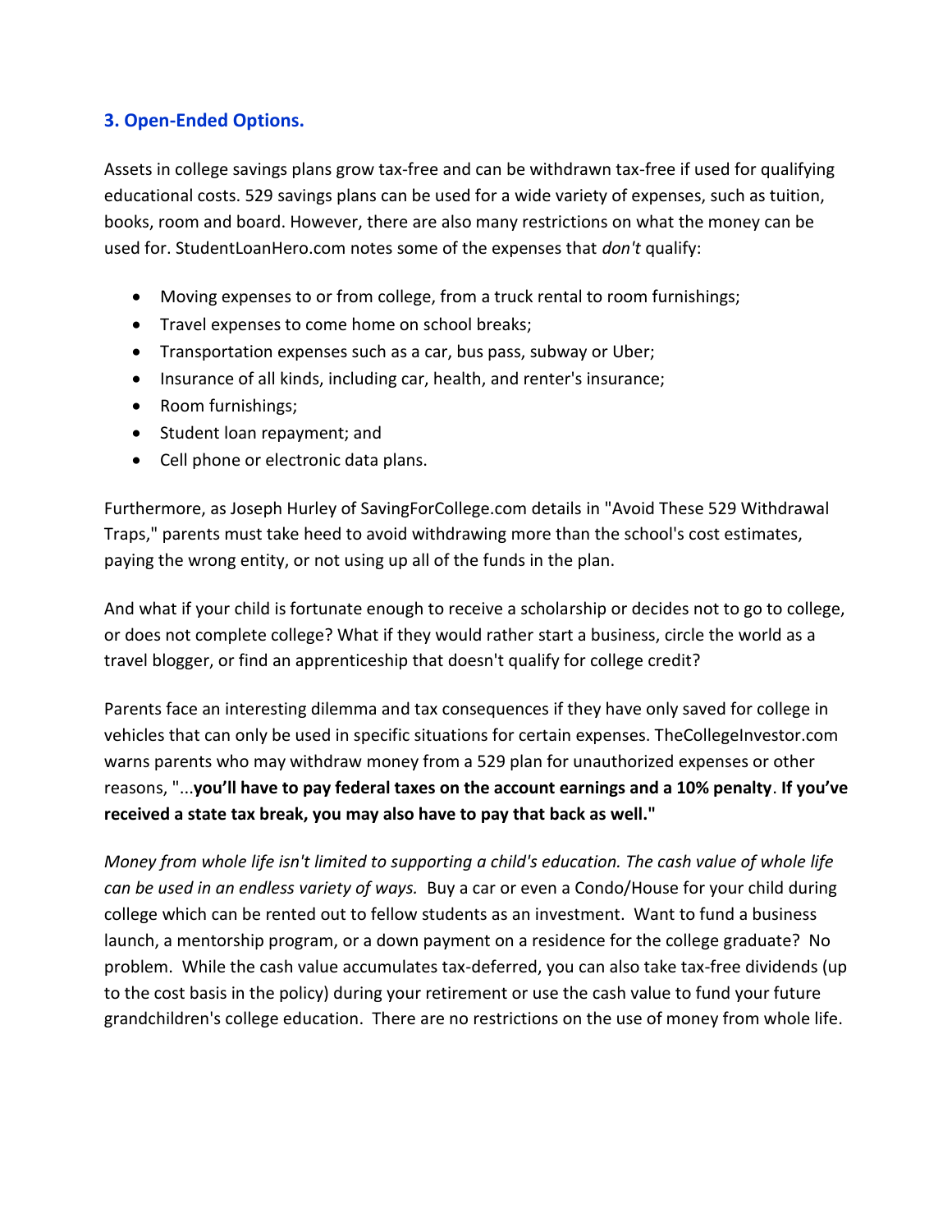### 3. Open-Ended Options.

Assets in college savings plans grow tax-free and can be withdrawn tax-free if used for qualifying educational costs. 529 savings plans can be used for a wide variety of expenses, such as tuition, books, room and board. However, there are also many restrictions on what the money can be used for. StudentLoanHero.com notes some of the expenses that *don't* qualify:

- Moving expenses to or from college, from a truck rental to room furnishings;
- Travel expenses to come home on school breaks;
- Transportation expenses such as a car, bus pass, subway or Uber;
- Insurance of all kinds, including car, health, and renter's insurance;
- Room furnishings;
- Student loan repayment; and
- Cell phone or electronic data plans.

Furthermore, as Joseph Hurley of SavingForCollege.com details in "Avoid These 529 Withdrawal Traps," parents must take heed to avoid withdrawing more than the school's cost estimates, paying the wrong entity, or not using up all of the funds in the plan.

And what if your child is fortunate enough to receive a scholarship or decides not to go to college, or does not complete college? What if they would rather start a business, circle the world as a travel blogger, or find an apprenticeship that doesn't qualify for college credit?

Parents face an interesting dilemma and tax consequences if they have only saved for college in vehicles that can only be used in specific situations for certain expenses. TheCollegeInvestor.com warns parents who may withdraw money from a 529 plan for unauthorized expenses or other reasons, "...**you'll have to pay federal taxes on the account earnings and a 10% penalty**. **If you've received a state tax break, you may also have to pay that back as well."**

*Money from whole life isn't limited to supporting a child's education. The cash value of whole life can be used in an endless variety of ways.* Buy a car or even a Condo/House for your child during college which can be rented out to fellow students as an investment. Want to fund a business launch, a mentorship program, or a down payment on a residence for the college graduate? No problem. While the cash value accumulates tax-deferred, you can also take tax-free dividends (up to the cost basis in the policy) during your retirement or use the cash value to fund your future grandchildren's college education. There are no restrictions on the use of money from whole life.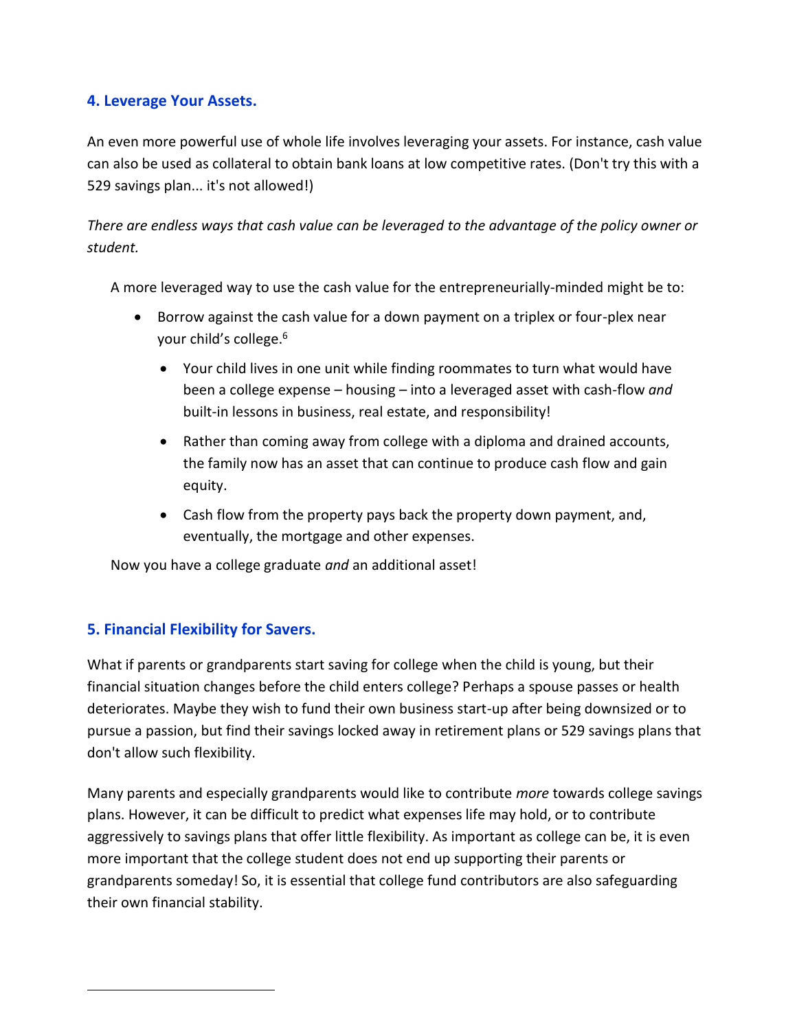### 4. Leverage Your Assets.

An even more powerful use of whole life involves leveraging your assets. For instance, cash value can also be used as collateral to obtain bank loans at low competitive rates. (Don't try this with a 529 savings plan... it's not allowed!)

*There are endless ways that cash value can be leveraged to the advantage of the policy owner or student.*

A more leveraged way to use the cash value for the entrepreneurially-minded might be to:

- Borrow against the cash value for a down payment on a triplex or four-plex near your child's college.[6]
    - Your child lives in one unit while finding roommates to turn what would have been a college expense – housing – into a leveraged asset with cash-flow *and* built-in lessons in business, real estate, and responsibility!
    - Rather than coming away from college with a diploma and drained accounts, the family now has an asset that can continue to produce cash flow and gain equity.
    - Cash flow from the property pays back the property down payment, and, eventually, the mortgage and other expenses.

Now you have a college graduate *and* an additional asset!

### 5. Financial Flexibility for Savers.

What if parents or grandparents start saving for college when the child is young, but their financial situation changes before the child enters college? Perhaps a spouse passes or health deteriorates. Maybe they wish to fund their own business start-up after being downsized or to pursue a passion, but find their savings locked away in retirement plans or 529 savings plans that don't allow such flexibility.

Many parents and especially grandparents would like to contribute *more* towards college savings plans. However, it can be difficult to predict what expenses life may hold, or to contribute aggressively to savings plans that offer little flexibility. As important as college can be, it is even more important that the college student does not end up supporting their parents or grandparents someday! So, it is essential that college fund contributors are also safeguarding their own financial stability.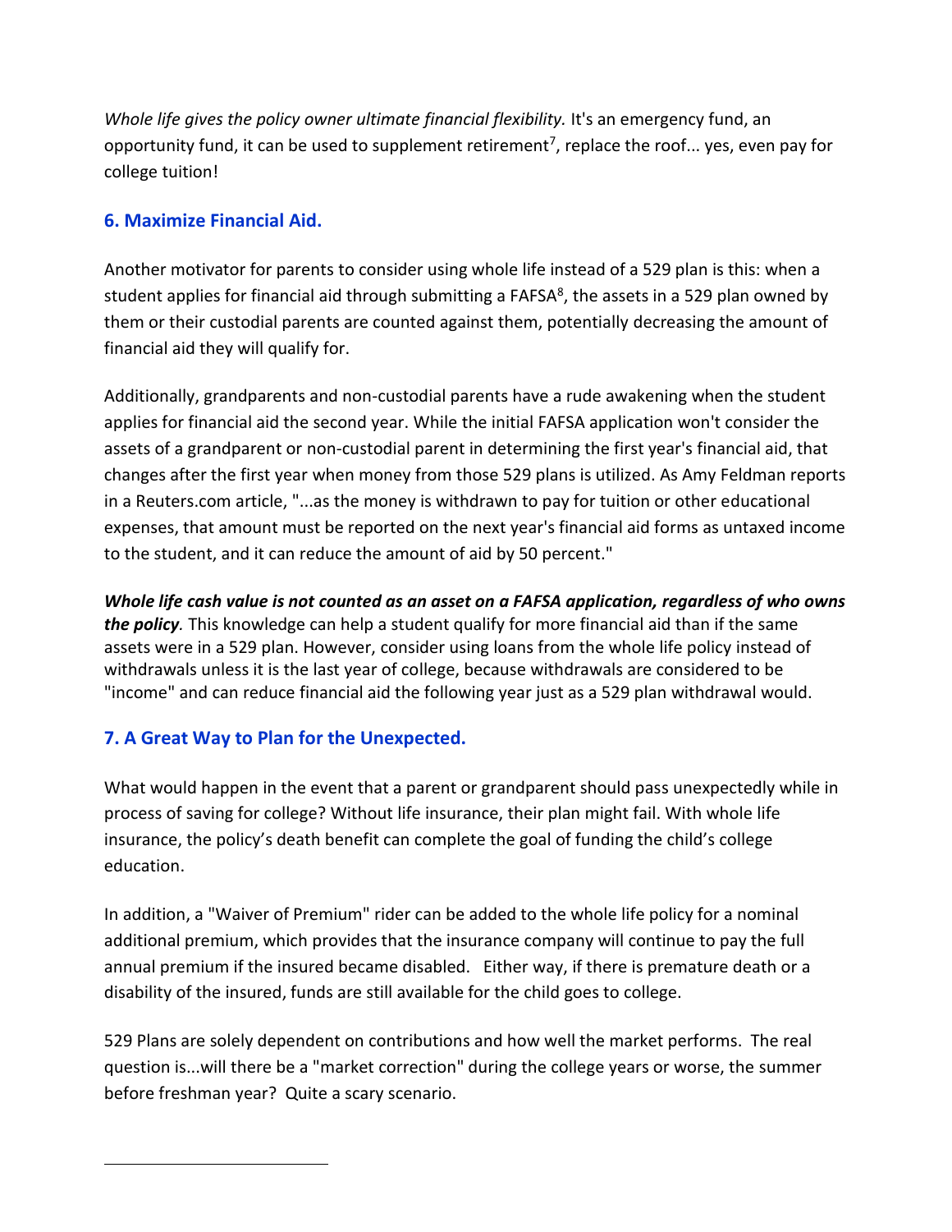*Whole life gives the policy owner ultimate financial flexibility.* It's an emergency fund, an opportunity fund, it can be used to supplement retirement[7], replace the roof... yes, even pay for college tuition!

### 6. Maximize Financial Aid.

Another motivator for parents to consider using whole life instead of a 529 plan is this: when a student applies for financial aid through submitting a FAFSA[8], the assets in a 529 plan owned by them or their custodial parents are counted against them, potentially decreasing the amount of financial aid they will qualify for.

Additionally, grandparents and non-custodial parents have a rude awakening when the student applies for financial aid the second year. While the initial FAFSA application won't consider the assets of a grandparent or non-custodial parent in determining the first year's financial aid, that changes after the first year when money from those 529 plans is utilized. As Amy Feldman reports in a Reuters.com article, "...as the money is withdrawn to pay for tuition or other educational expenses, that amount must be reported on the next year's financial aid forms as untaxed income to the student, and it can reduce the amount of aid by 50 percent."

***Whole life cash value is not counted as an asset on a FAFSA application, regardless of who owns the policy.*** This knowledge can help a student qualify for more financial aid than if the same assets were in a 529 plan. However, consider using loans from the whole life policy instead of withdrawals unless it is the last year of college, because withdrawals are considered to be "income" and can reduce financial aid the following year just as a 529 plan withdrawal would.

### 7. A Great Way to Plan for the Unexpected.

What would happen in the event that a parent or grandparent should pass unexpectedly while in process of saving for college? Without life insurance, their plan might fail. With whole life insurance, the policy's death benefit can complete the goal of funding the child's college education.

In addition, a "Waiver of Premium" rider can be added to the whole life policy for a nominal additional premium, which provides that the insurance company will continue to pay the full annual premium if the insured became disabled. Either way, if there is premature death or a disability of the insured, funds are still available for the child goes to college.

529 Plans are solely dependent on contributions and how well the market performs. The real question is...will there be a "market correction" during the college years or worse, the summer before freshman year? Quite a scary scenario.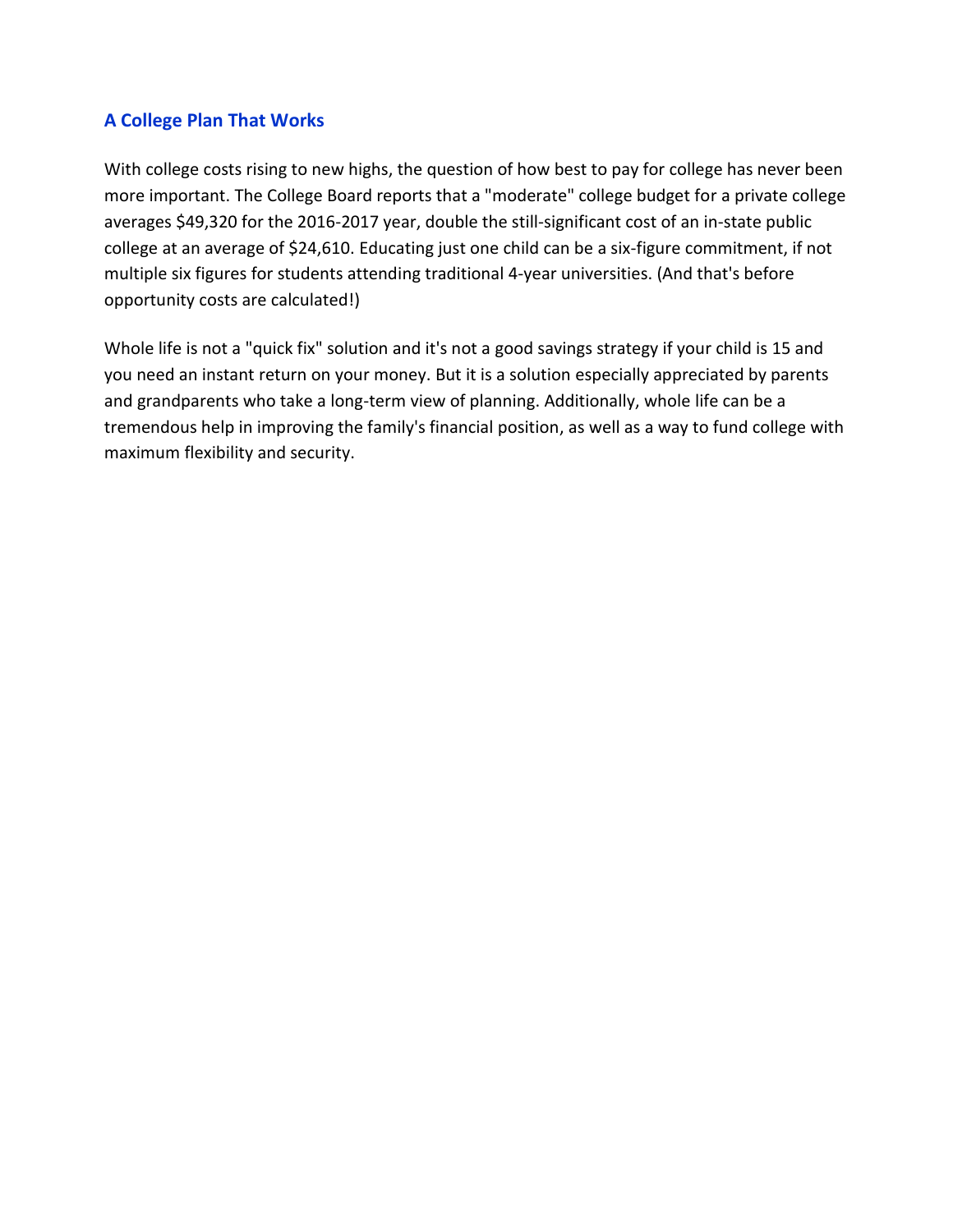## A College Plan That Works

With college costs rising to new highs, the question of how best to pay for college has never been more important. The College Board reports that a "moderate" college budget for a private college averages $49,320 for the 2016-2017 year, double the still-significant cost of an in-state public college at an average of $24,610. Educating just one child can be a six-figure commitment, if not multiple six figures for students attending traditional 4-year universities. (And that's before opportunity costs are calculated!)

Whole life is not a "quick fix" solution and it's not a good savings strategy if your child is 15 and you need an instant return on your money. But it is a solution especially appreciated by parents and grandparents who take a long-term view of planning. Additionally, whole life can be a tremendous help in improving the family's financial position, as well as a way to fund college with maximum flexibility and security.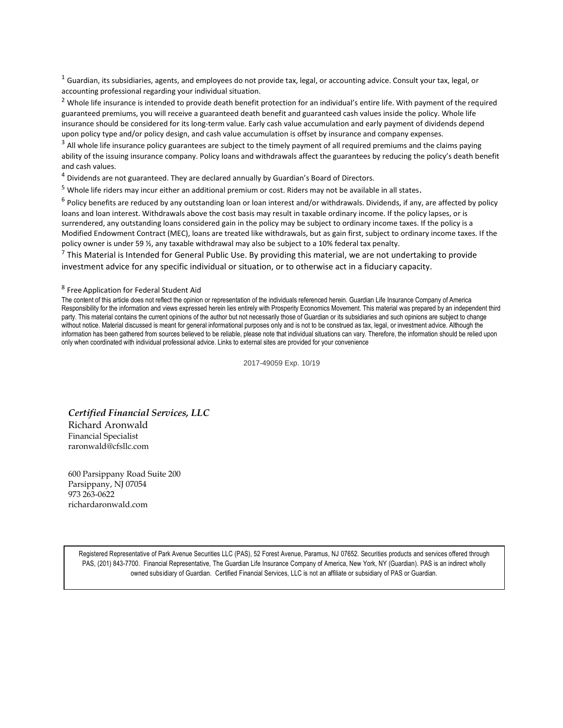[1] Guardian, its subsidiaries, agents, and employees do not provide tax, legal, or accounting advice. Consult your tax, legal, or accounting professional regarding your individual situation.

[2] Whole life insurance is intended to provide death benefit protection for an individual's entire life. With payment of the required guaranteed premiums, you will receive a guaranteed death benefit and guaranteed cash values inside the policy. Whole life insurance should be considered for its long-term value. Early cash value accumulation and early payment of dividends depend upon policy type and/or policy design, and cash value accumulation is offset by insurance and company expenses.

[3] All whole life insurance policy guarantees are subject to the timely payment of all required premiums and the claims paying ability of the issuing insurance company. Policy loans and withdrawals affect the guarantees by reducing the policy's death benefit and cash values.

[4] Dividends are not guaranteed. They are declared annually by Guardian's Board of Directors.

[5] Whole life riders may incur either an additional premium or cost. Riders may not be available in all states.

[6] Policy benefits are reduced by any outstanding loan or loan interest and/or withdrawals. Dividends, if any, are affected by policy loans and loan interest. Withdrawals above the cost basis may result in taxable ordinary income. If the policy lapses, or is surrendered, any outstanding loans considered gain in the policy may be subject to ordinary income taxes. If the policy is a Modified Endowment Contract (MEC), loans are treated like withdrawals, but as gain first, subject to ordinary income taxes. If the policy owner is under 59 ½, any taxable withdrawal may also be subject to a 10% federal tax penalty.

[7] This Material is Intended for General Public Use. By providing this material, we are not undertaking to provide investment advice for any specific individual or situation, or to otherwise act in a fiduciary capacity.

[8] Free Application for Federal Student Aid

The content of this article does not reflect the opinion or representation of the individuals referenced herein. Guardian Life Insurance Company of America Responsibility for the information and views expressed herein lies entirely with Prosperity Economics Movement. This material was prepared by an independent third party. This material contains the current opinions of the author but not necessarily those of Guardian or its subsidiaries and such opinions are subject to change without notice. Material discussed is meant for general informational purposes only and is not to be construed as tax, legal, or investment advice. Although the information has been gathered from sources believed to be reliable, please note that individual situations can vary. Therefore, the information should be relied upon only when coordinated with individual professional advice. Links to external sites are provided for your convenience

2017-49059 Exp. 10/19

***Certified Financial Services, LLC***
Richard Aronwald
Financial Specialist
raronwald@cfsllc.com

600 Parsippany Road Suite 200
Parsippany, NJ 07054
973 263-0622
richardaronwald.com

Registered Representative of Park Avenue Securities LLC (PAS), 52 Forest Avenue, Paramus, NJ 07652. Securities products and services offered through PAS, (201) 843-7700. Financial Representative, The Guardian Life Insurance Company of America, New York, NY (Guardian). PAS is an indirect wholly owned subsidiary of Guardian. Certified Financial Services, LLC is not an affiliate or subsidiary of PAS or Guardian.